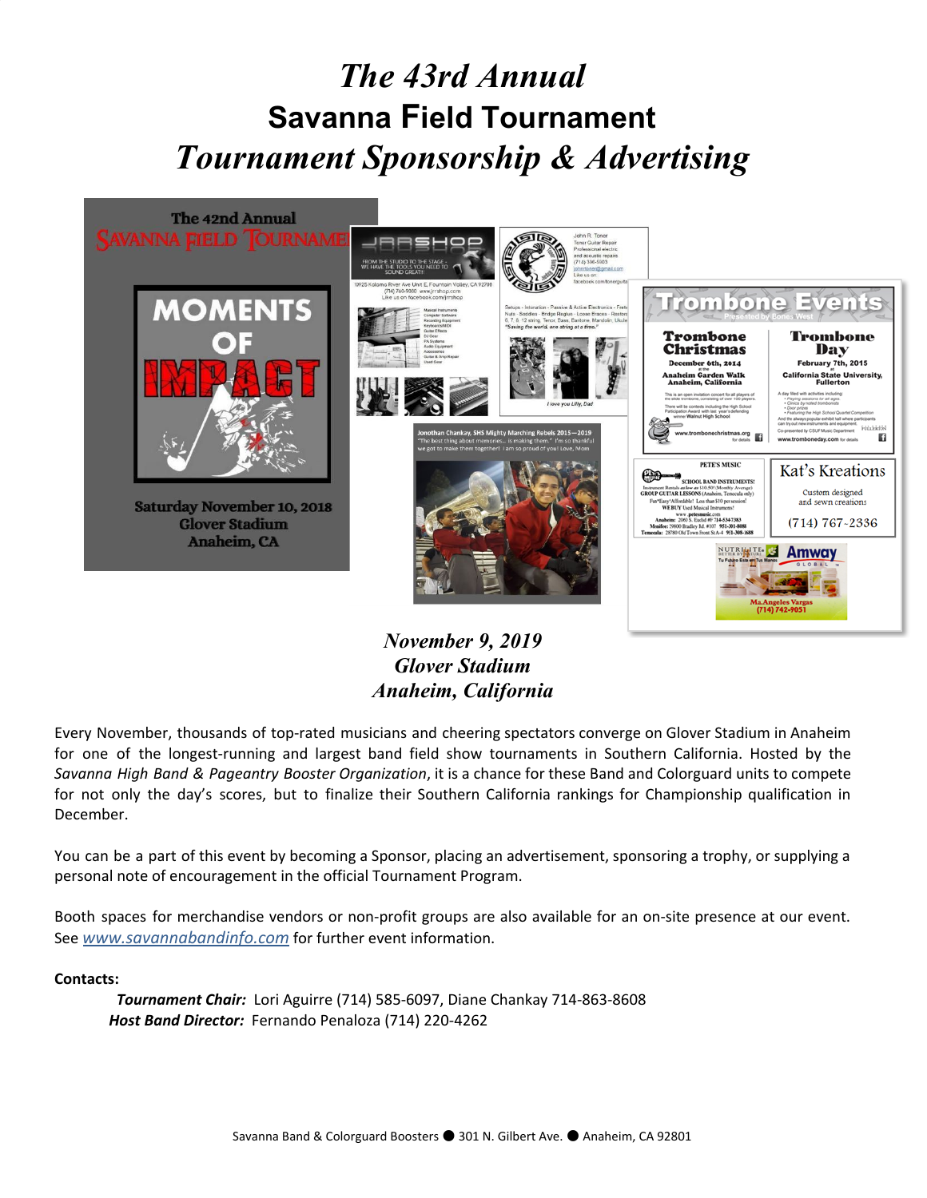# *The 43rd Annual*
# Savanna Field Tournament
# *Tournament Sponsorship & Advertising*

*November 9, 2019*
*Glover Stadium*
*Anaheim, California*

Every November, thousands of top-rated musicians and cheering spectators converge on Glover Stadium in Anaheim for one of the longest-running and largest band field show tournaments in Southern California. Hosted by the *Savanna High Band & Pageantry Booster Organization*, it is a chance for these Band and Colorguard units to compete for not only the day's scores, but to finalize their Southern California rankings for Championship qualification in December.

You can be a part of this event by becoming a Sponsor, placing an advertisement, sponsoring a trophy, or supplying a personal note of encouragement in the official Tournament Program.

Booth spaces for merchandise vendors or non-profit groups are also available for an on-site presence at our event. See *www.savannabandinfo.com* for further event information.

**Contacts:**

***Tournament Chair:*** Lori Aguirre (714) 585-6097, Diane Chankay 714-863-8608

***Host Band Director:*** Fernando Penaloza (714) 220-4262

Savanna Band & Colorguard Boosters ● 301 N. Gilbert Ave. ● Anaheim, CA 92801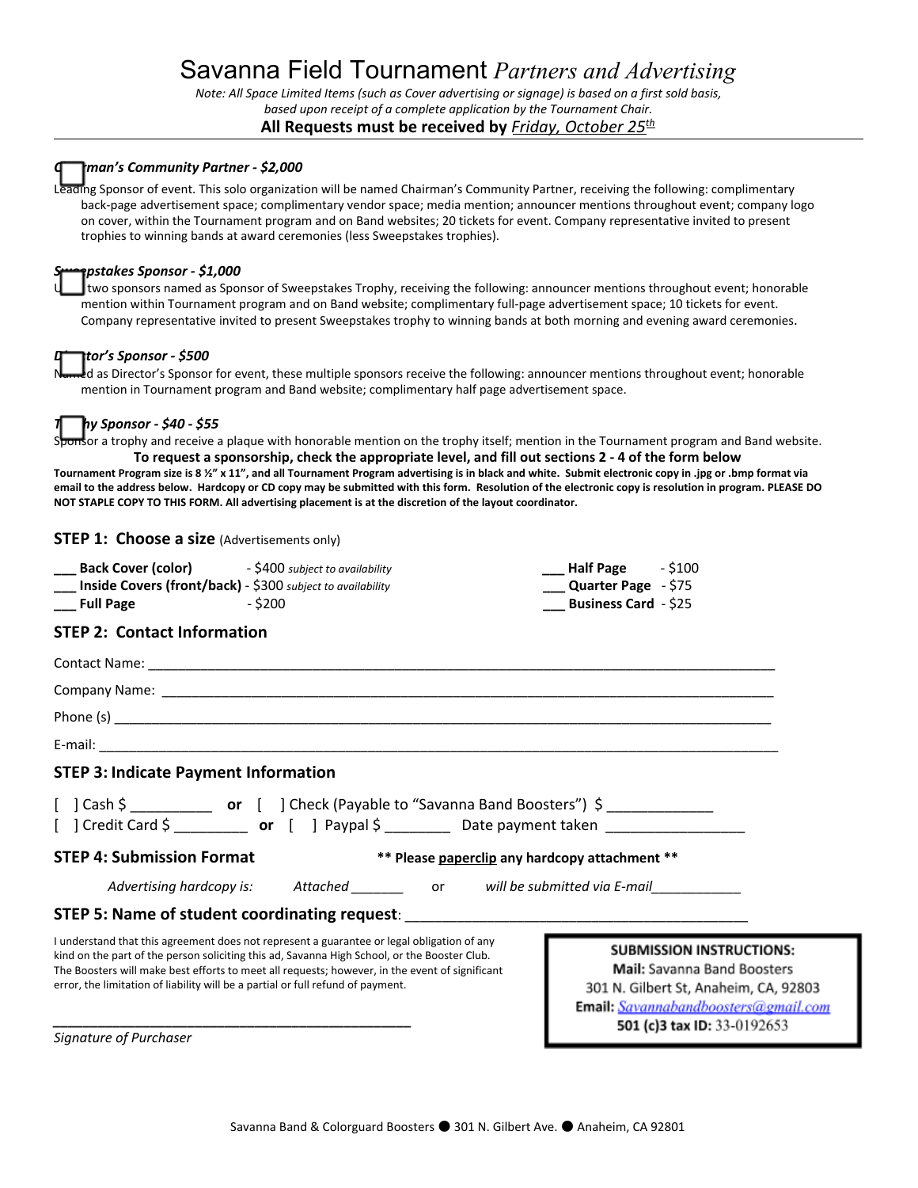# Savanna Field Tournament *Partners and Advertising*

*Note: All Space Limited Items (such as Cover advertising or signage) is based on a first sold basis, based upon receipt of a complete application by the Tournament Chair.*

**All Requests must be received by *Friday, October 25*th**

---

☐ ***Chairman's Community Partner - $2,000***

Leading Sponsor of event. This solo organization will be named Chairman's Community Partner, receiving the following: complimentary back-page advertisement space; complimentary vendor space; media mention; announcer mentions throughout event; company logo on cover, within the Tournament program and on Band websites; 20 tickets for event. Company representative invited to present trophies to winning bands at award ceremonies (less Sweepstakes trophies).

☐ ***Sweepstakes Sponsor - $1,000***

Up to two sponsors named as Sponsor of Sweepstakes Trophy, receiving the following: announcer mentions throughout event; honorable mention within Tournament program and on Band website; complimentary full-page advertisement space; 10 tickets for event. Company representative invited to present Sweepstakes trophy to winning bands at both morning and evening award ceremonies.

☐ ***Director's Sponsor - $500***

Named as Director's Sponsor for event, these multiple sponsors receive the following: announcer mentions throughout event; honorable mention in Tournament program and Band website; complimentary half page advertisement space.

☐ ***Trophy Sponsor - $40 - $55***

Sponsor a trophy and receive a plaque with honorable mention on the trophy itself; mention in the Tournament program and Band website.

**To request a sponsorship, check the appropriate level, and fill out sections 2 - 4 of the form below**

**Tournament Program size is 8 ½" x 11", and all Tournament Program advertising is in black and white. Submit electronic copy in .jpg or .bmp format via email to the address below. Hardcopy or CD copy may be submitted with this form. Resolution of the electronic copy is resolution in program. PLEASE DO NOT STAPLE COPY TO THIS FORM. All advertising placement is at the discretion of the layout coordinator.**

## STEP 1: Choose a size (Advertisements only)

___ **Back Cover (color)** - $400 *subject to availability*

___ **Inside Covers (front/back)** - $300 *subject to availability*

___ **Full Page** - $200

___ **Half Page** - $100

___ **Quarter Page** - $75

___ **Business Card** - $25

## STEP 2: Contact Information

Contact Name: ______________________________________________

Company Name: ______________________________________________

Phone (s) ______________________________________________

E-mail: ______________________________________________

## STEP 3: Indicate Payment Information

[ ] Cash $ __________ **or** [ ] Check (Payable to "Savanna Band Boosters") $ _____________

[ ] Credit Card $ _________ **or** [ ] Paypal $ ________ Date payment taken _________________

## STEP 4: Submission Format

**\*\* Please paperclip any hardcopy attachment \*\***

*Advertising hardcopy is:* *Attached* _______ or *will be submitted via E-mail*___________

## STEP 5: Name of student coordinating request: ___________________________________________

I understand that this agreement does not represent a guarantee or legal obligation of any kind on the part of the person soliciting this ad, Savanna High School, or the Booster Club. The Boosters will make best efforts to meet all requests; however, in the event of significant error, the limitation of liability will be a partial or full refund of payment.

_____________________________________________

*Signature of Purchaser*

**SUBMISSION INSTRUCTIONS:**
**Mail:** Savanna Band Boosters
301 N. Gilbert St, Anaheim, CA, 92803
**Email:** Savannabandboosters@gmail.com
**501 (c)3 tax ID:** 33-0192653

Savanna Band & Colorguard Boosters ● 301 N. Gilbert Ave. ● Anaheim, CA 92801